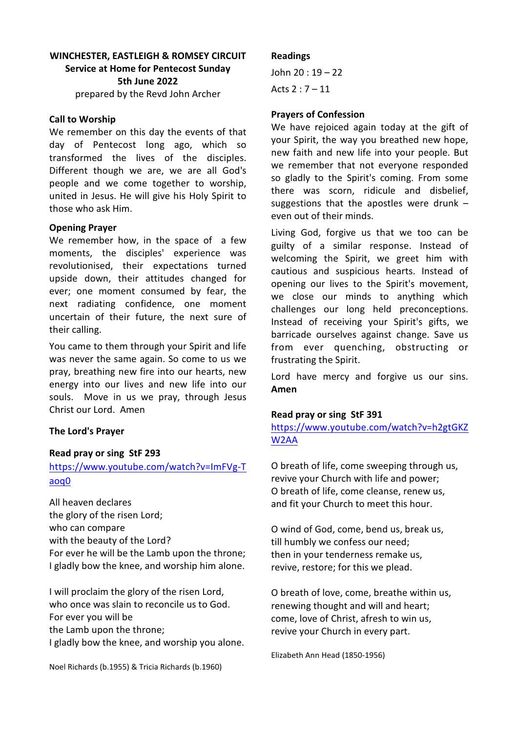**WINCHESTER, EASTLEIGH & ROMSEY CIRCUIT**
**Service at Home for Pentecost Sunday**
**5th June 2022**
prepared by the Revd John Archer

**Call to Worship**

We remember on this day the events of that day of Pentecost long ago, which so transformed the lives of the disciples. Different though we are, we are all God's people and we come together to worship, united in Jesus. He will give his Holy Spirit to those who ask Him.

**Opening Prayer**

We remember how, in the space of a few moments, the disciples' experience was revolutionised, their expectations turned upside down, their attitudes changed for ever; one moment consumed by fear, the next radiating confidence, one moment uncertain of their future, the next sure of their calling.

You came to them through your Spirit and life was never the same again. So come to us we pray, breathing new fire into our hearts, new energy into our lives and new life into our souls. Move in us we pray, through Jesus Christ our Lord. Amen

**The Lord's Prayer**

**Read pray or sing StF 293**

https://www.youtube.com/watch?v=ImFVg-Taoq0

All heaven declares
the glory of the risen Lord;
who can compare
with the beauty of the Lord?
For ever he will be the Lamb upon the throne;
I gladly bow the knee, and worship him alone.

I will proclaim the glory of the risen Lord,
who once was slain to reconcile us to God.
For ever you will be
the Lamb upon the throne;
I gladly bow the knee, and worship you alone.

Noel Richards (b.1955) & Tricia Richards (b.1960)

**Readings**

John 20 : 19 – 22

Acts 2 : 7 – 11

**Prayers of Confession**

We have rejoiced again today at the gift of your Spirit, the way you breathed new hope, new faith and new life into your people. But we remember that not everyone responded so gladly to the Spirit's coming. From some there was scorn, ridicule and disbelief, suggestions that the apostles were drunk – even out of their minds.

Living God, forgive us that we too can be guilty of a similar response. Instead of welcoming the Spirit, we greet him with cautious and suspicious hearts. Instead of opening our lives to the Spirit's movement, we close our minds to anything which challenges our long held preconceptions. Instead of receiving your Spirit's gifts, we barricade ourselves against change. Save us from ever quenching, obstructing or frustrating the Spirit.

Lord have mercy and forgive us our sins.
**Amen**

**Read pray or sing StF 391**

https://www.youtube.com/watch?v=h2gtGKZW2AA

O breath of life, come sweeping through us,
revive your Church with life and power;
O breath of life, come cleanse, renew us,
and fit your Church to meet this hour.

O wind of God, come, bend us, break us,
till humbly we confess our need;
then in your tenderness remake us,
revive, restore; for this we plead.

O breath of love, come, breathe within us,
renewing thought and will and heart;
come, love of Christ, afresh to win us,
revive your Church in every part.

Elizabeth Ann Head (1850-1956)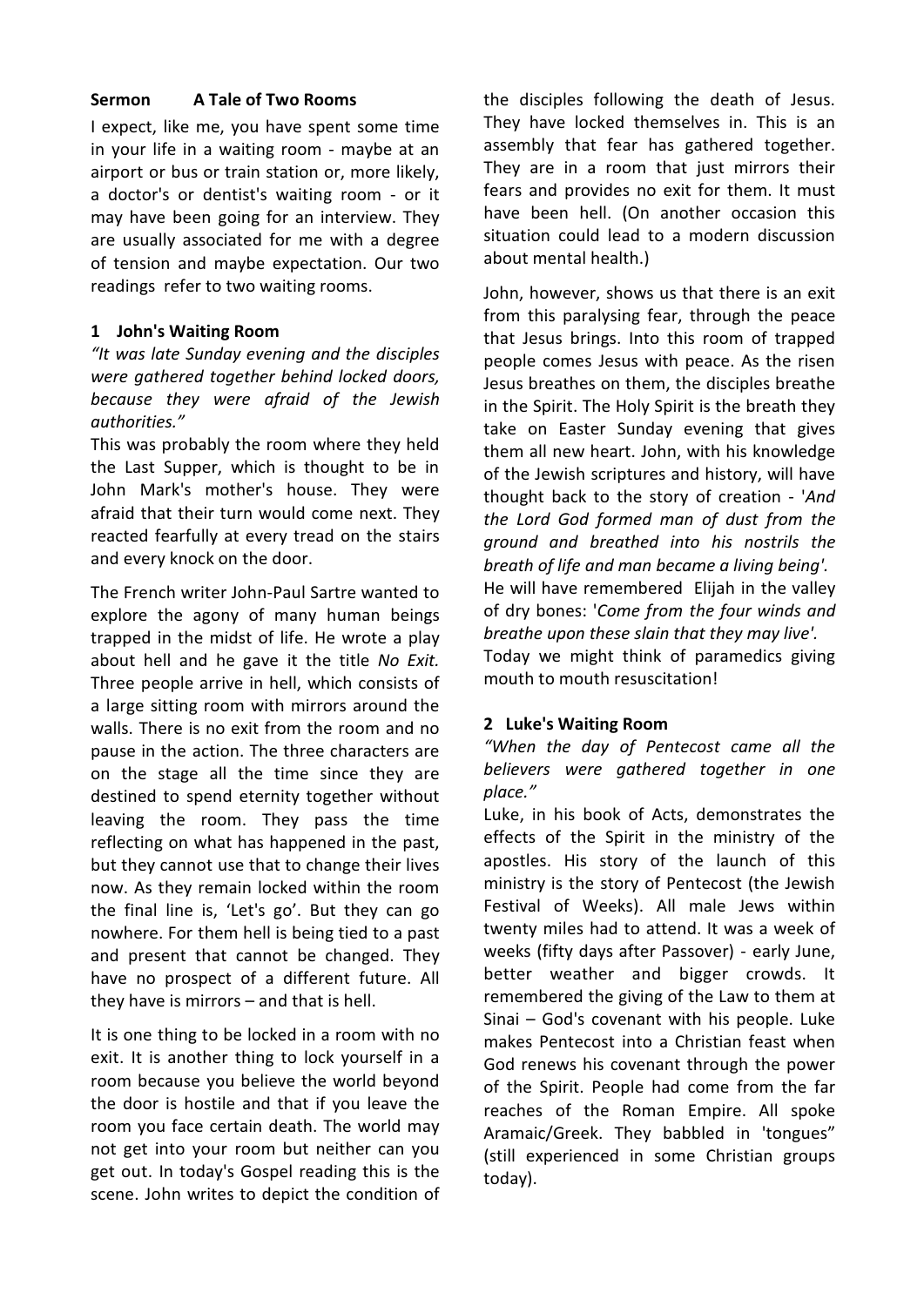**Sermon    A Tale of Two Rooms**

I expect, like me, you have spent some time in your life in a waiting room - maybe at an airport or bus or train station or, more likely, a doctor's or dentist's waiting room - or it may have been going for an interview. They are usually associated for me with a degree of tension and maybe expectation. Our two readings refer to two waiting rooms.

**1 John's Waiting Room**

*"It was late Sunday evening and the disciples were gathered together behind locked doors, because they were afraid of the Jewish authorities."*

This was probably the room where they held the Last Supper, which is thought to be in John Mark's mother's house. They were afraid that their turn would come next. They reacted fearfully at every tread on the stairs and every knock on the door.

The French writer John-Paul Sartre wanted to explore the agony of many human beings trapped in the midst of life. He wrote a play about hell and he gave it the title *No Exit.* Three people arrive in hell, which consists of a large sitting room with mirrors around the walls. There is no exit from the room and no pause in the action. The three characters are on the stage all the time since they are destined to spend eternity together without leaving the room. They pass the time reflecting on what has happened in the past, but they cannot use that to change their lives now. As they remain locked within the room the final line is, 'Let's go'. But they can go nowhere. For them hell is being tied to a past and present that cannot be changed. They have no prospect of a different future. All they have is mirrors – and that is hell.

It is one thing to be locked in a room with no exit. It is another thing to lock yourself in a room because you believe the world beyond the door is hostile and that if you leave the room you face certain death. The world may not get into your room but neither can you get out. In today's Gospel reading this is the scene. John writes to depict the condition of the disciples following the death of Jesus. They have locked themselves in. This is an assembly that fear has gathered together. They are in a room that just mirrors their fears and provides no exit for them. It must have been hell. (On another occasion this situation could lead to a modern discussion about mental health.)

John, however, shows us that there is an exit from this paralysing fear, through the peace that Jesus brings. Into this room of trapped people comes Jesus with peace. As the risen Jesus breathes on them, the disciples breathe in the Spirit. The Holy Spirit is the breath they take on Easter Sunday evening that gives them all new heart. John, with his knowledge of the Jewish scriptures and history, will have thought back to the story of creation - '*And the Lord God formed man of dust from the ground and breathed into his nostrils the breath of life and man became a living being'.*
He will have remembered Elijah in the valley of dry bones: '*Come from the four winds and breathe upon these slain that they may live'.*
Today we might think of paramedics giving mouth to mouth resuscitation!

**2 Luke's Waiting Room**

*"When the day of Pentecost came all the believers were gathered together in one place."*

Luke, in his book of Acts, demonstrates the effects of the Spirit in the ministry of the apostles. His story of the launch of this ministry is the story of Pentecost (the Jewish Festival of Weeks). All male Jews within twenty miles had to attend. It was a week of weeks (fifty days after Passover) - early June, better weather and bigger crowds. It remembered the giving of the Law to them at Sinai – God's covenant with his people. Luke makes Pentecost into a Christian feast when God renews his covenant through the power of the Spirit. People had come from the far reaches of the Roman Empire. All spoke Aramaic/Greek. They babbled in 'tongues" (still experienced in some Christian groups today).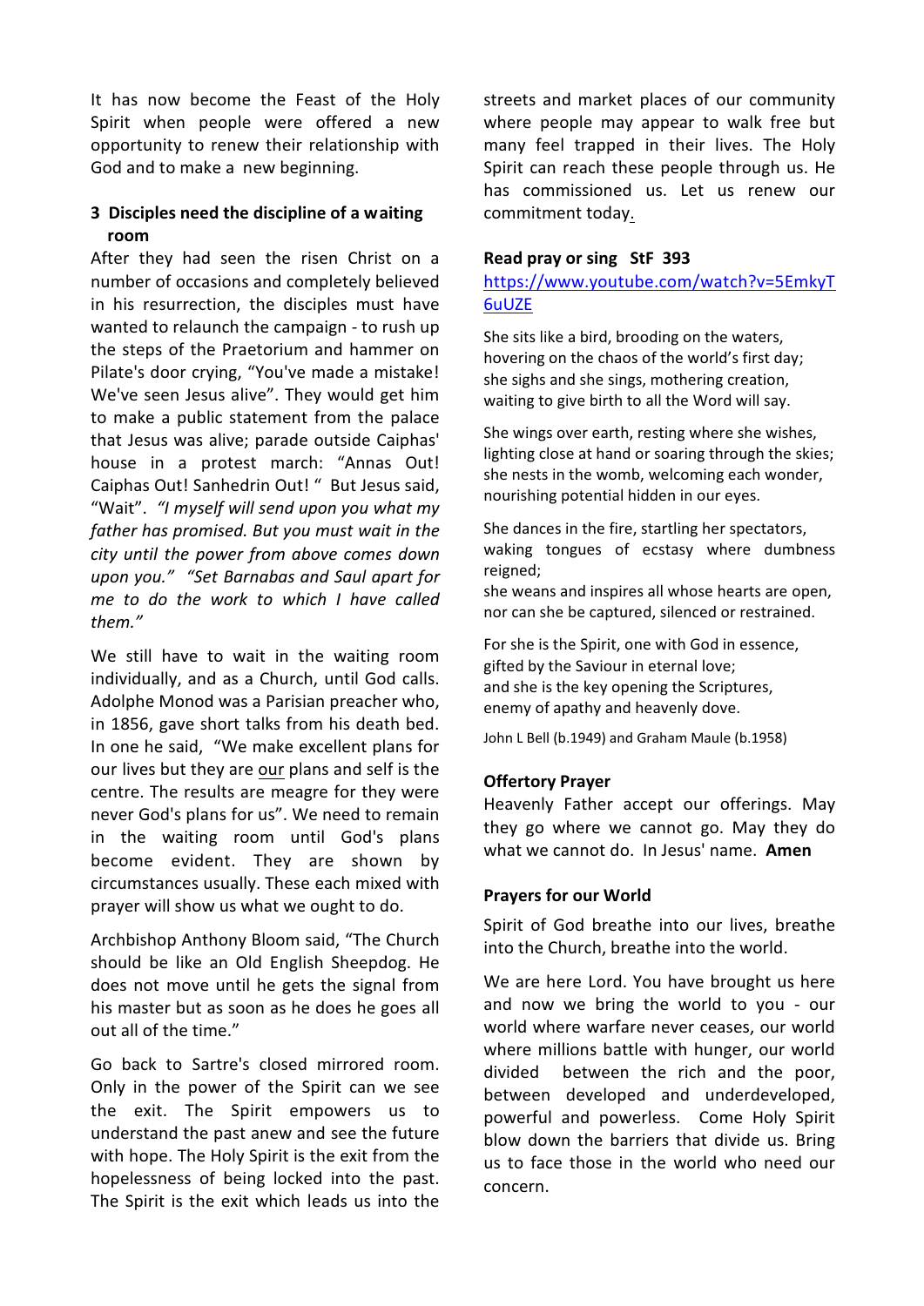It has now become the Feast of the Holy Spirit when people were offered a new opportunity to renew their relationship with God and to make a new beginning.

### 3 Disciples need the discipline of a waiting room

After they had seen the risen Christ on a number of occasions and completely believed in his resurrection, the disciples must have wanted to relaunch the campaign - to rush up the steps of the Praetorium and hammer on Pilate's door crying, "You've made a mistake! We've seen Jesus alive". They would get him to make a public statement from the palace that Jesus was alive; parade outside Caiphas' house in a protest march: "Annas Out! Caiphas Out! Sanhedrin Out! " But Jesus said, "Wait". *"I myself will send upon you what my father has promised. But you must wait in the city until the power from above comes down upon you." "Set Barnabas and Saul apart for me to do the work to which I have called them."*

We still have to wait in the waiting room individually, and as a Church, until God calls. Adolphe Monod was a Parisian preacher who, in 1856, gave short talks from his death bed. In one he said, "We make excellent plans for our lives but they are our plans and self is the centre. The results are meagre for they were never God's plans for us". We need to remain in the waiting room until God's plans become evident. They are shown by circumstances usually. These each mixed with prayer will show us what we ought to do.

Archbishop Anthony Bloom said, "The Church should be like an Old English Sheepdog. He does not move until he gets the signal from his master but as soon as he does he goes all out all of the time."

Go back to Sartre's closed mirrored room. Only in the power of the Spirit can we see the exit. The Spirit empowers us to understand the past anew and see the future with hope. The Holy Spirit is the exit from the hopelessness of being locked into the past. The Spirit is the exit which leads us into the streets and market places of our community where people may appear to walk free but many feel trapped in their lives. The Holy Spirit can reach these people through us. He has commissioned us. Let us renew our commitment today.

**Read pray or sing StF 393**

https://www.youtube.com/watch?v=5EmkyT6uUZE

She sits like a bird, brooding on the waters,
hovering on the chaos of the world's first day;
she sighs and she sings, mothering creation,
waiting to give birth to all the Word will say.

She wings over earth, resting where she wishes,
lighting close at hand or soaring through the skies;
she nests in the womb, welcoming each wonder,
nourishing potential hidden in our eyes.

She dances in the fire, startling her spectators,
waking tongues of ecstasy where dumbness reigned;
she weans and inspires all whose hearts are open,
nor can she be captured, silenced or restrained.

For she is the Spirit, one with God in essence,
gifted by the Saviour in eternal love;
and she is the key opening the Scriptures,
enemy of apathy and heavenly dove.

John L Bell (b.1949) and Graham Maule (b.1958)

**Offertory Prayer**

Heavenly Father accept our offerings. May they go where we cannot go. May they do what we cannot do. In Jesus' name. **Amen**

**Prayers for our World**

Spirit of God breathe into our lives, breathe into the Church, breathe into the world.

We are here Lord. You have brought us here and now we bring the world to you - our world where warfare never ceases, our world where millions battle with hunger, our world divided between the rich and the poor, between developed and underdeveloped, powerful and powerless. Come Holy Spirit blow down the barriers that divide us. Bring us to face those in the world who need our concern.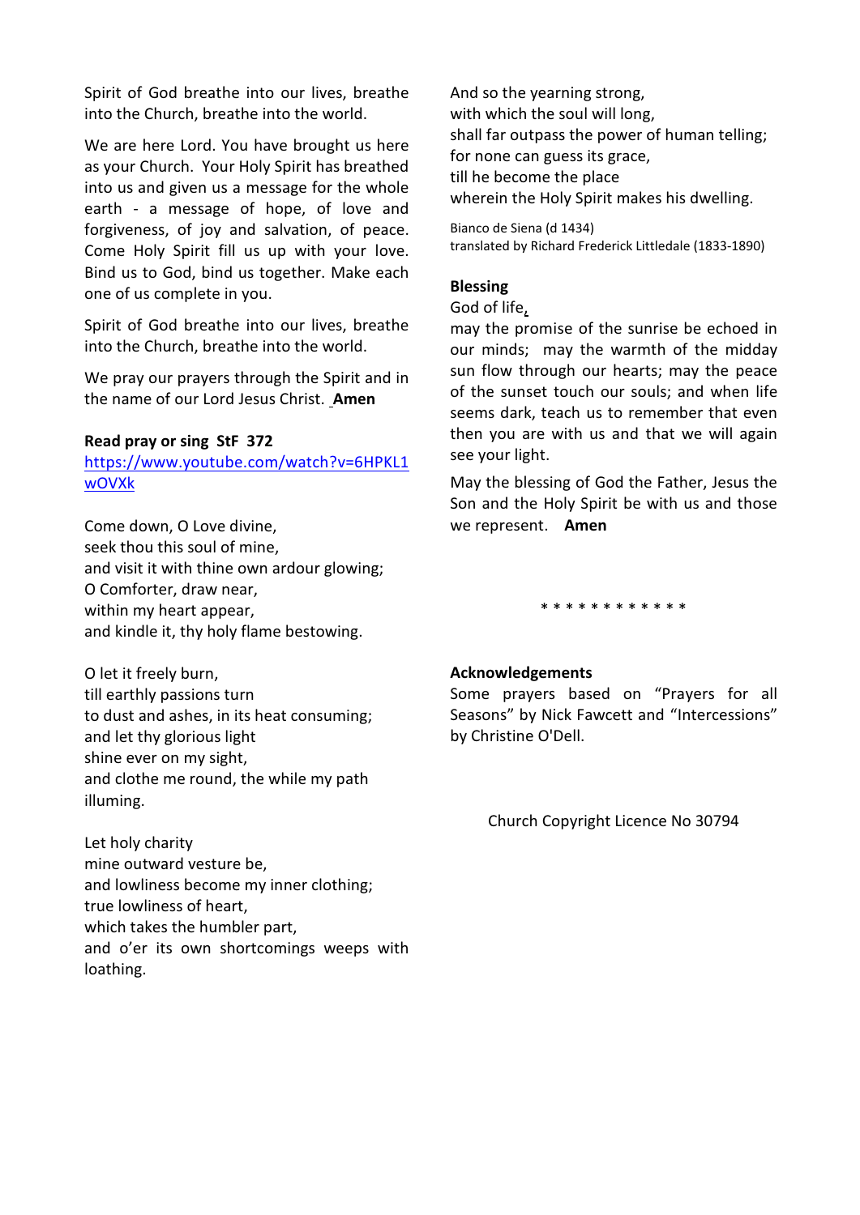Spirit of God breathe into our lives, breathe into the Church, breathe into the world.

We are here Lord. You have brought us here as your Church. Your Holy Spirit has breathed into us and given us a message for the whole earth - a message of hope, of love and forgiveness, of joy and salvation, of peace. Come Holy Spirit fill us up with your love. Bind us to God, bind us together. Make each one of us complete in you.

Spirit of God breathe into our lives, breathe into the Church, breathe into the world.

We pray our prayers through the Spirit and in the name of our Lord Jesus Christ. **Amen**

**Read pray or sing StF 372**
https://www.youtube.com/watch?v=6HPKL1wOVXk

Come down, O Love divine,
seek thou this soul of mine,
and visit it with thine own ardour glowing;
O Comforter, draw near,
within my heart appear,
and kindle it, thy holy flame bestowing.

O let it freely burn,
till earthly passions turn
to dust and ashes, in its heat consuming;
and let thy glorious light
shine ever on my sight,
and clothe me round, the while my path illuming.

Let holy charity
mine outward vesture be,
and lowliness become my inner clothing;
true lowliness of heart,
which takes the humbler part,
and o'er its own shortcomings weeps with loathing.

And so the yearning strong,
with which the soul will long,
shall far outpass the power of human telling;
for none can guess its grace,
till he become the place
wherein the Holy Spirit makes his dwelling.

Bianco de Siena (d 1434)
translated by Richard Frederick Littledale (1833-1890)

**Blessing**

God of life,
may the promise of the sunrise be echoed in our minds; may the warmth of the midday sun flow through our hearts; may the peace of the sunset touch our souls; and when life seems dark, teach us to remember that even then you are with us and that we will again see your light.

May the blessing of God the Father, Jesus the Son and the Holy Spirit be with us and those we represent. **Amen**

* * * * * * * * * * * *

**Acknowledgements**

Some prayers based on "Prayers for all Seasons" by Nick Fawcett and "Intercessions" by Christine O'Dell.

Church Copyright Licence No 30794